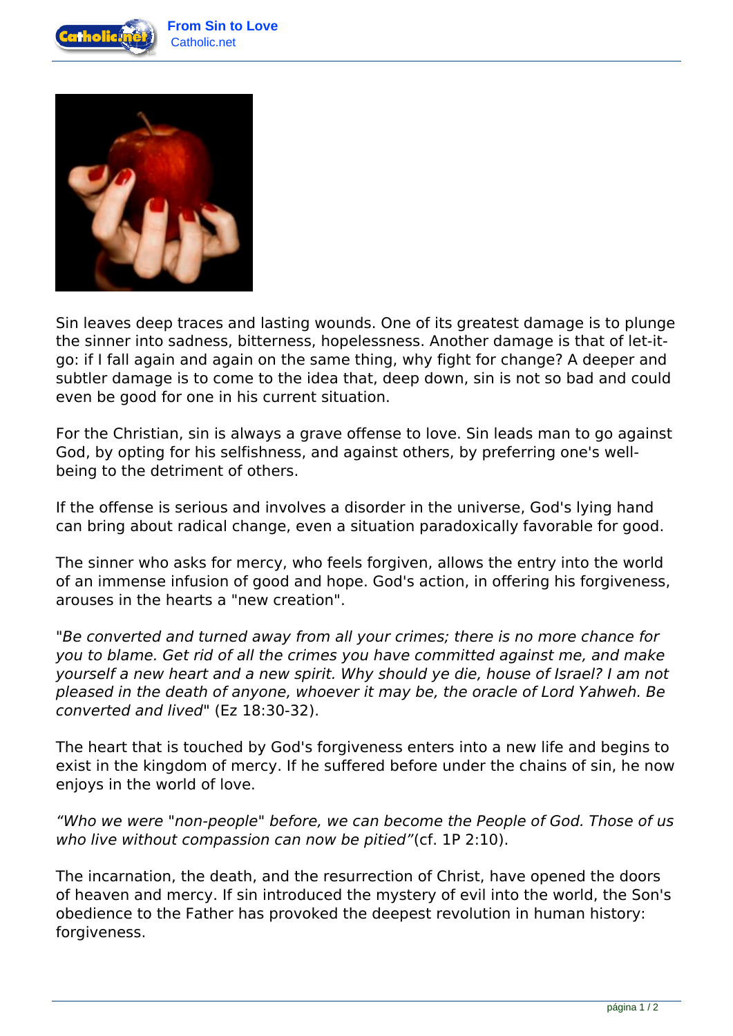Sin leaves deep traces and lasting wounds. One of its greatest damage is to plunge the sinner into sadness, bitterness, hopelessness. Another damage is that of let-it-go: if I fall again and again on the same thing, why fight for change? A deeper and subtler damage is to come to the idea that, deep down, sin is not so bad and could even be good for one in his current situation.

For the Christian, sin is always a grave offense to love. Sin leads man to go against God, by opting for his selfishness, and against others, by preferring one's well-being to the detriment of others.

If the offense is serious and involves a disorder in the universe, God's lying hand can bring about radical change, even a situation paradoxically favorable for good.

The sinner who asks for mercy, who feels forgiven, allows the entry into the world of an immense infusion of good and hope. God's action, in offering his forgiveness, arouses in the hearts a "new creation".

"*Be converted and turned away from all your crimes; there is no more chance for you to blame. Get rid of all the crimes you have committed against me, and make yourself a new heart and a new spirit. Why should ye die, house of Israel? I am not pleased in the death of anyone, whoever it may be, the oracle of Lord Yahweh. Be converted and lived*" (Ez 18:30-32).

The heart that is touched by God's forgiveness enters into a new life and begins to exist in the kingdom of mercy. If he suffered before under the chains of sin, he now enjoys in the world of love.

*“Who we were "non-people" before, we can become the People of God. Those of us who live without compassion can now be pitied”*(cf. 1P 2:10).

The incarnation, the death, and the resurrection of Christ, have opened the doors of heaven and mercy. If sin introduced the mystery of evil into the world, the Son's obedience to the Father has provoked the deepest revolution in human history: forgiveness.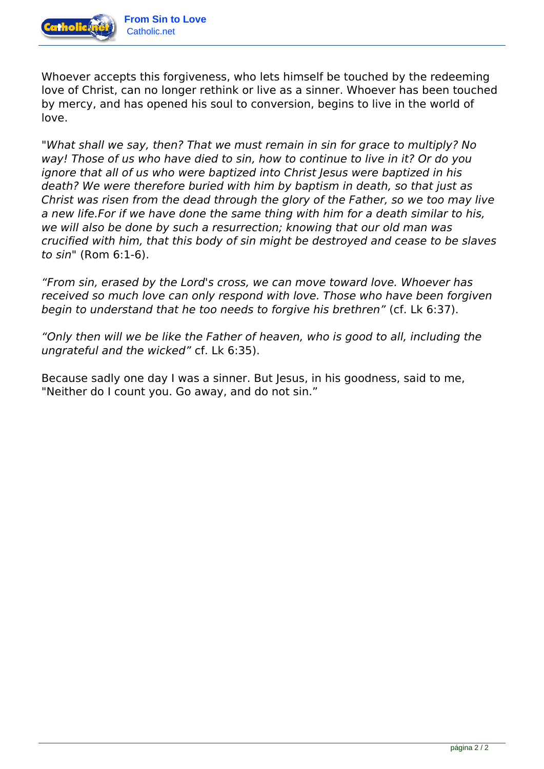Whoever accepts this forgiveness, who lets himself be touched by the redeeming love of Christ, can no longer rethink or live as a sinner. Whoever has been touched by mercy, and has opened his soul to conversion, begins to live in the world of love.

"*What shall we say, then? That we must remain in sin for grace to multiply? No way! Those of us who have died to sin, how to continue to live in it? Or do you ignore that all of us who were baptized into Christ Jesus were baptized in his death? We were therefore buried with him by baptism in death, so that just as Christ was risen from the dead through the glory of the Father, so we too may live a new life.For if we have done the same thing with him for a death similar to his, we will also be done by such a resurrection; knowing that our old man was crucified with him, that this body of sin might be destroyed and cease to be slaves to sin*" (Rom 6:1-6).

*"From sin, erased by the Lord's cross, we can move toward love. Whoever has received so much love can only respond with love. Those who have been forgiven begin to understand that he too needs to forgive his brethren"* (cf. Lk 6:37).

*"Only then will we be like the Father of heaven, who is good to all, including the ungrateful and the wicked"* cf. Lk 6:35).

Because sadly one day I was a sinner. But Jesus, in his goodness, said to me, "Neither do I count you. Go away, and do not sin."